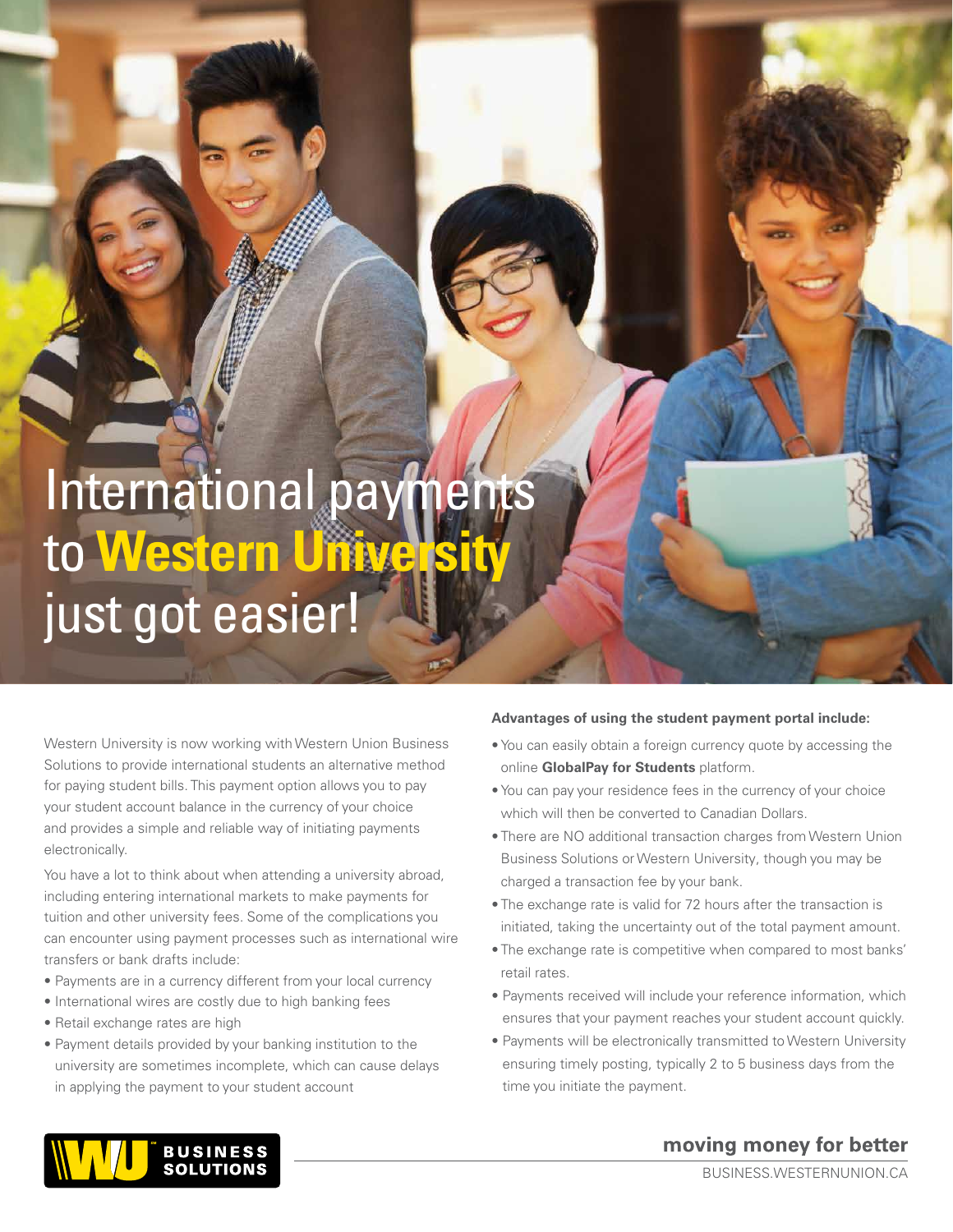# International payments to **Western University** just got easier!

Western University is now working with Western Union Business Solutions to provide international students an alternative method for paying student bills. This payment option allows you to pay your student account balance in the currency of your choice and provides a simple and reliable way of initiating payments electronically.

You have a lot to think about when attending a university abroad, including entering international markets to make payments for tuition and other university fees. Some of the complications you can encounter using payment processes such as international wire transfers or bank drafts include:

- Payments are in a currency different from your local currency
- International wires are costly due to high banking fees
- Retail exchange rates are high
- Payment details provided by your banking institution to the university are sometimes incomplete, which can cause delays in applying the payment to your student account

**Advantages of using the student payment portal include:**

- You can easily obtain a foreign currency quote by accessing the online **GlobalPay for Students** platform.
- You can pay your residence fees in the currency of your choice which will then be converted to Canadian Dollars.
- There are NO additional transaction charges from Western Union Business Solutions or Western University, though you may be charged a transaction fee by your bank.
- The exchange rate is valid for 72 hours after the transaction is initiated, taking the uncertainty out of the total payment amount.
- The exchange rate is competitive when compared to most banks' retail rates.
- Payments received will include your reference information, which ensures that your payment reaches your student account quickly.
- Payments will be electronically transmitted to Western University ensuring timely posting, typically 2 to 5 business days from the time you initiate the payment.

WU BUSINESS SOLUTIONS

**moving money for better**

BUSINESS.WESTERNUNION.CA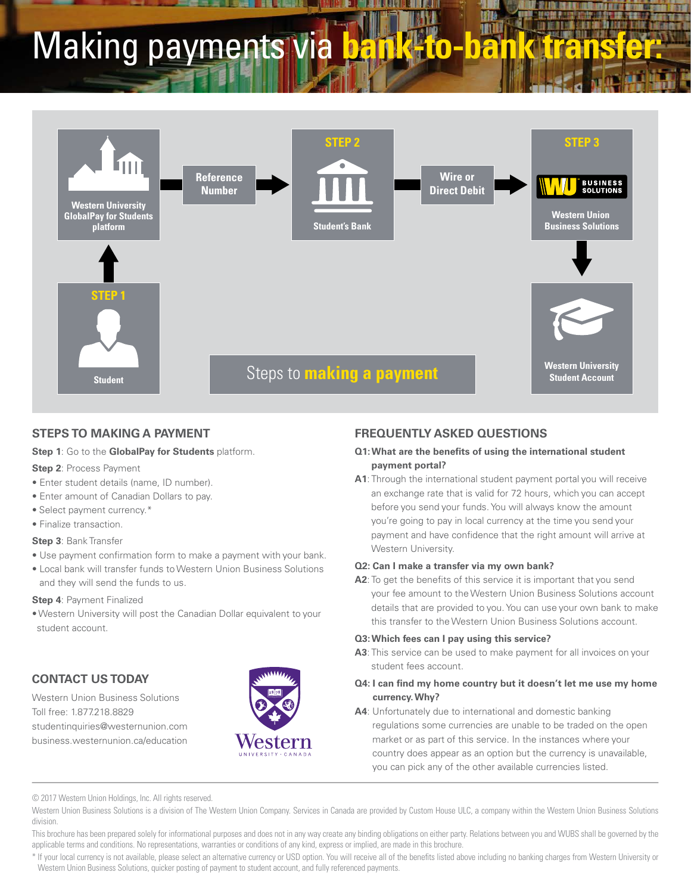# Making payments via **bank-to-bank transfer:**

Western University GlobalPay for Students platform

Reference Number

STEP 2

Student's Bank

Wire or Direct Debit

STEP 3

Western Union Business Solutions

STEP 1

Student

Steps to **making a payment**

Western University Student Account

## STEPS TO MAKING A PAYMENT

**Step 1**: Go to the **GlobalPay for Students** platform.

**Step 2**: Process Payment

- Enter student details (name, ID number).
- Enter amount of Canadian Dollars to pay.
- Select payment currency.*
- Finalize transaction.

**Step 3**: Bank Transfer

- Use payment confirmation form to make a payment with your bank.
- Local bank will transfer funds to Western Union Business Solutions and they will send the funds to us.

**Step 4**: Payment Finalized

- Western University will post the Canadian Dollar equivalent to your student account.

## CONTACT US TODAY

Western Union Business Solutions
Toll free: 1.877.218.8829
studentinquiries@westernunion.com
business.westernunion.ca/education

## FREQUENTLY ASKED QUESTIONS

**Q1: What are the benefits of using the international student payment portal?**

**A1**: Through the international student payment portal you will receive an exchange rate that is valid for 72 hours, which you can accept before you send your funds. You will always know the amount you're going to pay in local currency at the time you send your payment and have confidence that the right amount will arrive at Western University.

**Q2: Can I make a transfer via my own bank?**

**A2**: To get the benefits of this service it is important that you send your fee amount to the Western Union Business Solutions account details that are provided to you. You can use your own bank to make this transfer to the Western Union Business Solutions account.

**Q3: Which fees can I pay using this service?**

**A3**: This service can be used to make payment for all invoices on your student fees account.

**Q4: I can find my home country but it doesn't let me use my home currency. Why?**

**A4**: Unfortunately due to international and domestic banking regulations some currencies are unable to be traded on the open market or as part of this service. In the instances where your country does appear as an option but the currency is unavailable, you can pick any of the other available currencies listed.

---

© 2017 Western Union Holdings, Inc. All rights reserved.

Western Union Business Solutions is a division of The Western Union Company. Services in Canada are provided by Custom House ULC, a company within the Western Union Business Solutions division.

This brochure has been prepared solely for informational purposes and does not in any way create any binding obligations on either party. Relations between you and WUBS shall be governed by the applicable terms and conditions. No representations, warranties or conditions of any kind, express or implied, are made in this brochure.

* If your local currency is not available, please select an alternative currency or USD option. You will receive all of the benefits listed above including no banking charges from Western University or Western Union Business Solutions, quicker posting of payment to student account, and fully referenced payments.